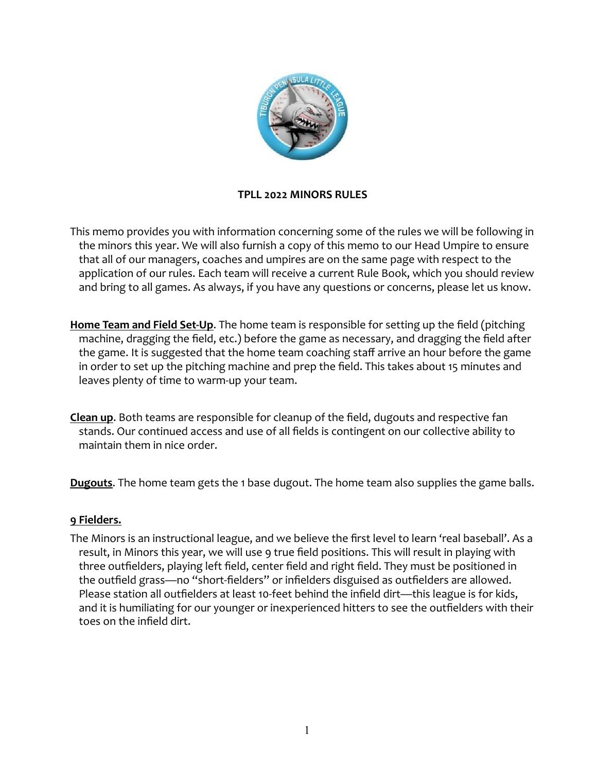**TPLL 2022 MINORS RULES**

This memo provides you with information concerning some of the rules we will be following in the minors this year. We will also furnish a copy of this memo to our Head Umpire to ensure that all of our managers, coaches and umpires are on the same page with respect to the application of our rules. Each team will receive a current Rule Book, which you should review and bring to all games. As always, if you have any questions or concerns, please let us know.

**Home Team and Field Set-Up**. The home team is responsible for setting up the field (pitching machine, dragging the field, etc.) before the game as necessary, and dragging the field after the game. It is suggested that the home team coaching staff arrive an hour before the game in order to set up the pitching machine and prep the field. This takes about 15 minutes and leaves plenty of time to warm-up your team.

**Clean up**. Both teams are responsible for cleanup of the field, dugouts and respective fan stands. Our continued access and use of all fields is contingent on our collective ability to maintain them in nice order.

**Dugouts**. The home team gets the 1 base dugout. The home team also supplies the game balls.

**9 Fielders.**

The Minors is an instructional league, and we believe the first level to learn 'real baseball'. As a result, in Minors this year, we will use 9 true field positions. This will result in playing with three outfielders, playing left field, center field and right field. They must be positioned in the outfield grass—no "short-fielders" or infielders disguised as outfielders are allowed. Please station all outfielders at least 10-feet behind the infield dirt—this league is for kids, and it is humiliating for our younger or inexperienced hitters to see the outfielders with their toes on the infield dirt.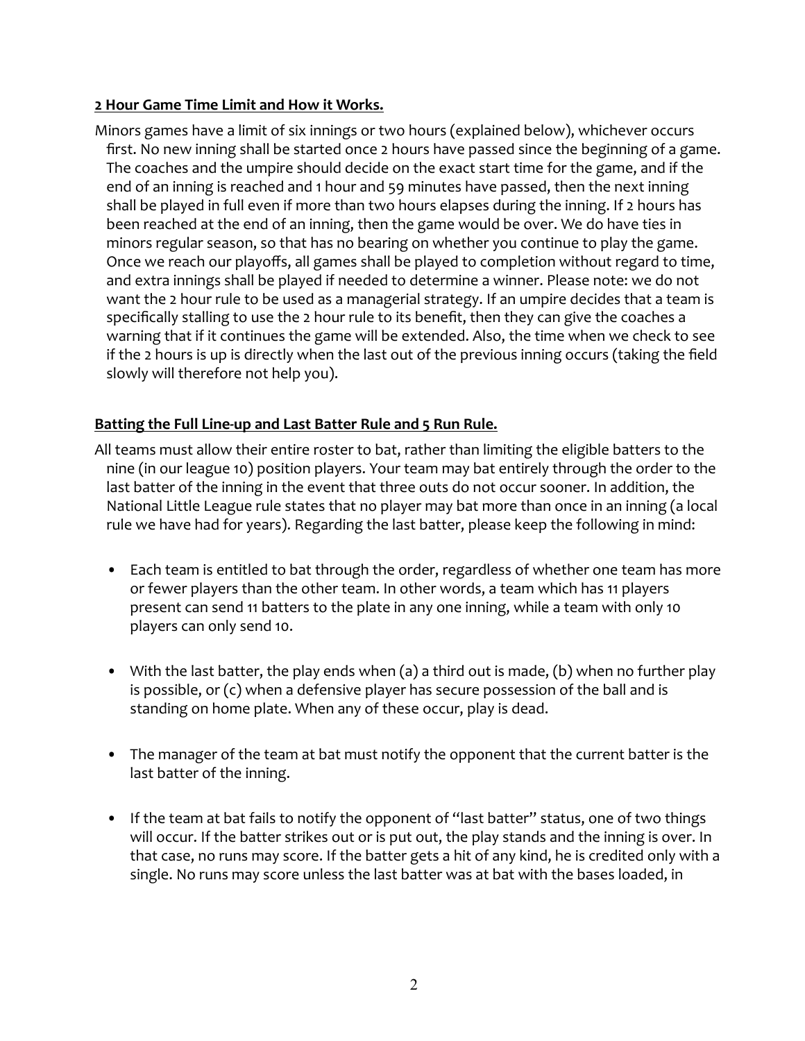**2 Hour Game Time Limit and How it Works.**

Minors games have a limit of six innings or two hours (explained below), whichever occurs first. No new inning shall be started once 2 hours have passed since the beginning of a game. The coaches and the umpire should decide on the exact start time for the game, and if the end of an inning is reached and 1 hour and 59 minutes have passed, then the next inning shall be played in full even if more than two hours elapses during the inning. If 2 hours has been reached at the end of an inning, then the game would be over. We do have ties in minors regular season, so that has no bearing on whether you continue to play the game. Once we reach our playoffs, all games shall be played to completion without regard to time, and extra innings shall be played if needed to determine a winner. Please note: we do not want the 2 hour rule to be used as a managerial strategy. If an umpire decides that a team is specifically stalling to use the 2 hour rule to its benefit, then they can give the coaches a warning that if it continues the game will be extended. Also, the time when we check to see if the 2 hours is up is directly when the last out of the previous inning occurs (taking the field slowly will therefore not help you).

**Batting the Full Line-up and Last Batter Rule and 5 Run Rule.**

All teams must allow their entire roster to bat, rather than limiting the eligible batters to the nine (in our league 10) position players. Your team may bat entirely through the order to the last batter of the inning in the event that three outs do not occur sooner. In addition, the National Little League rule states that no player may bat more than once in an inning (a local rule we have had for years). Regarding the last batter, please keep the following in mind:

- Each team is entitled to bat through the order, regardless of whether one team has more or fewer players than the other team. In other words, a team which has 11 players present can send 11 batters to the plate in any one inning, while a team with only 10 players can only send 10.

- With the last batter, the play ends when (a) a third out is made, (b) when no further play is possible, or (c) when a defensive player has secure possession of the ball and is standing on home plate. When any of these occur, play is dead.

- The manager of the team at bat must notify the opponent that the current batter is the last batter of the inning.

- If the team at bat fails to notify the opponent of "last batter" status, one of two things will occur. If the batter strikes out or is put out, the play stands and the inning is over. In that case, no runs may score. If the batter gets a hit of any kind, he is credited only with a single. No runs may score unless the last batter was at bat with the bases loaded, in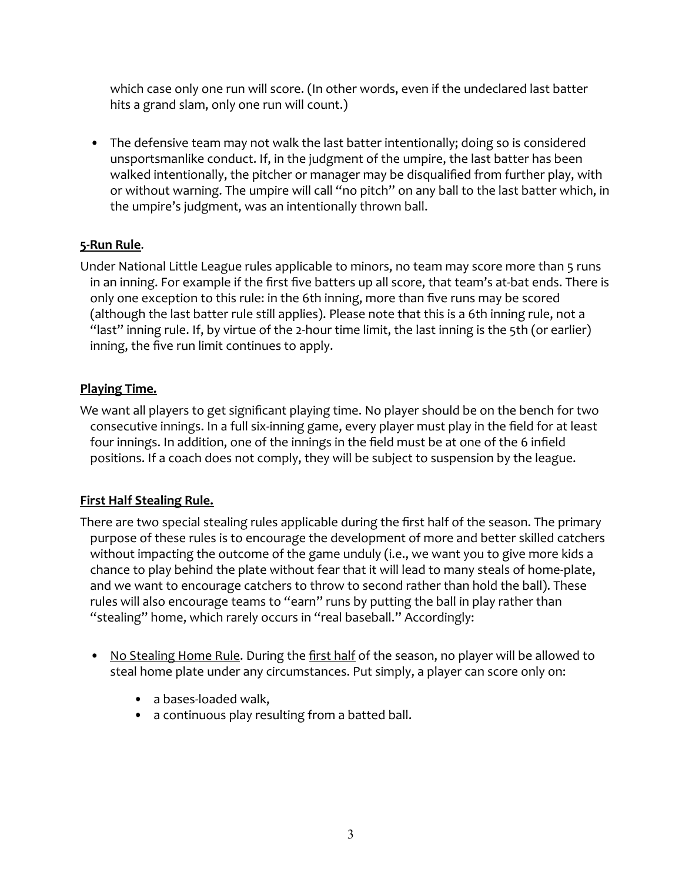which case only one run will score. (In other words, even if the undeclared last batter hits a grand slam, only one run will count.)

- The defensive team may not walk the last batter intentionally; doing so is considered unsportsmanlike conduct. If, in the judgment of the umpire, the last batter has been walked intentionally, the pitcher or manager may be disqualified from further play, with or without warning. The umpire will call "no pitch" on any ball to the last batter which, in the umpire's judgment, was an intentionally thrown ball.

**<u>5-Run Rule</u>**.

Under National Little League rules applicable to minors, no team may score more than 5 runs in an inning. For example if the first five batters up all score, that team's at-bat ends. There is only one exception to this rule: in the 6th inning, more than five runs may be scored (although the last batter rule still applies). Please note that this is a 6th inning rule, not a "last" inning rule. If, by virtue of the 2-hour time limit, the last inning is the 5th (or earlier) inning, the five run limit continues to apply.

**<u>Playing Time.</u>**

We want all players to get significant playing time. No player should be on the bench for two consecutive innings. In a full six-inning game, every player must play in the field for at least four innings. In addition, one of the innings in the field must be at one of the 6 infield positions. If a coach does not comply, they will be subject to suspension by the league.

**<u>First Half Stealing Rule.</u>**

There are two special stealing rules applicable during the first half of the season. The primary purpose of these rules is to encourage the development of more and better skilled catchers without impacting the outcome of the game unduly (i.e., we want you to give more kids a chance to play behind the plate without fear that it will lead to many steals of home-plate, and we want to encourage catchers to throw to second rather than hold the ball). These rules will also encourage teams to "earn" runs by putting the ball in play rather than "stealing" home, which rarely occurs in "real baseball." Accordingly:

- <u>No Stealing Home Rule</u>. During the <u>first half</u> of the season, no player will be allowed to steal home plate under any circumstances. Put simply, a player can score only on:
    - a bases-loaded walk,
    - a continuous play resulting from a batted ball.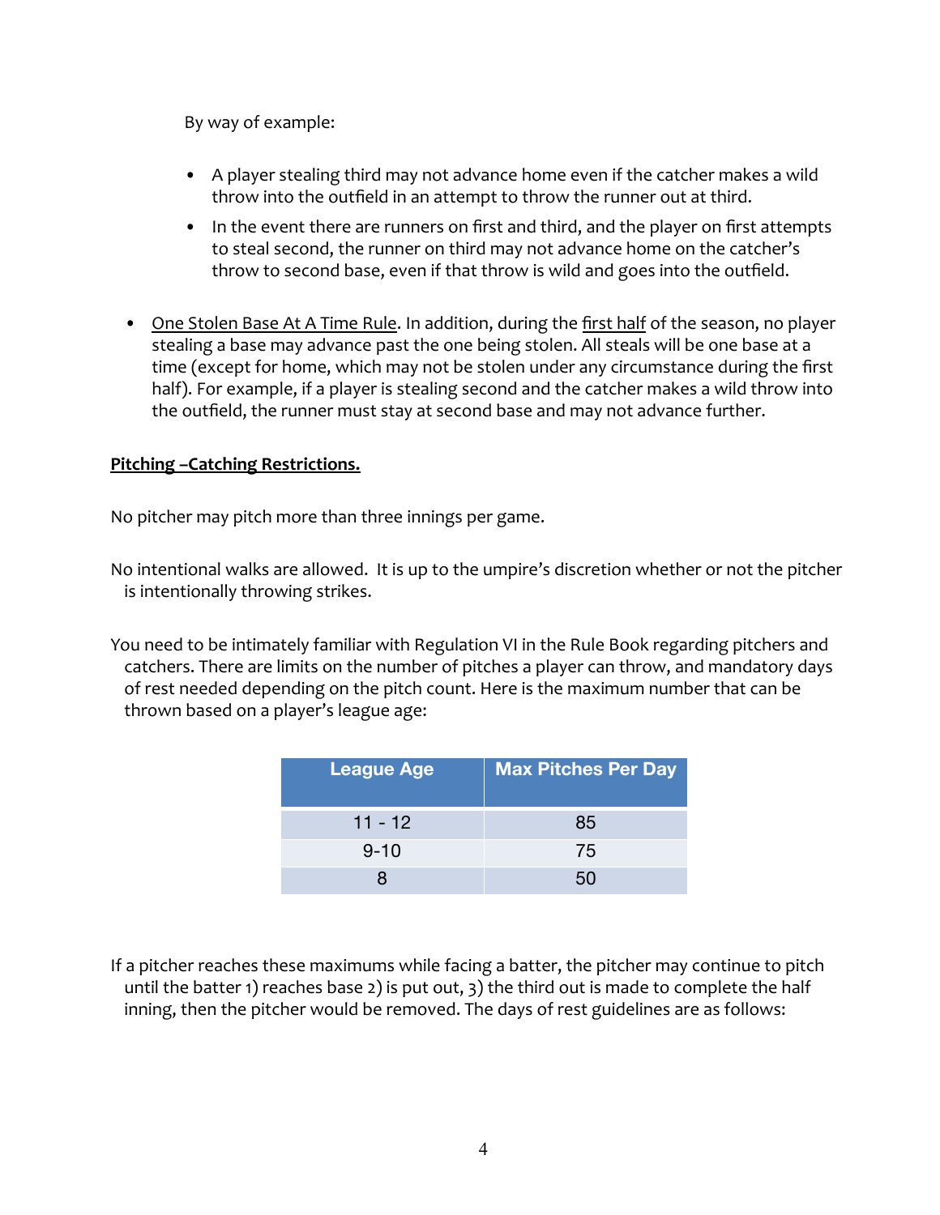By way of example:

- A player stealing third may not advance home even if the catcher makes a wild throw into the outfield in an attempt to throw the runner out at third.
- In the event there are runners on first and third, and the player on first attempts to steal second, the runner on third may not advance home on the catcher's throw to second base, even if that throw is wild and goes into the outfield.

- One Stolen Base At A Time Rule. In addition, during the first half of the season, no player stealing a base may advance past the one being stolen. All steals will be one base at a time (except for home, which may not be stolen under any circumstance during the first half). For example, if a player is stealing second and the catcher makes a wild throw into the outfield, the runner must stay at second base and may not advance further.

**Pitching –Catching Restrictions.**

No pitcher may pitch more than three innings per game.

No intentional walks are allowed. It is up to the umpire's discretion whether or not the pitcher is intentionally throwing strikes.

You need to be intimately familiar with Regulation VI in the Rule Book regarding pitchers and catchers. There are limits on the number of pitches a player can throw, and mandatory days of rest needed depending on the pitch count. Here is the maximum number that can be thrown based on a player's league age:

| League Age | Max Pitches Per Day |
|---|---|
| 11 - 12 | 85 |
| 9-10 | 75 |
| 8 | 50 |

If a pitcher reaches these maximums while facing a batter, the pitcher may continue to pitch until the batter 1) reaches base 2) is put out, 3) the third out is made to complete the half inning, then the pitcher would be removed. The days of rest guidelines are as follows: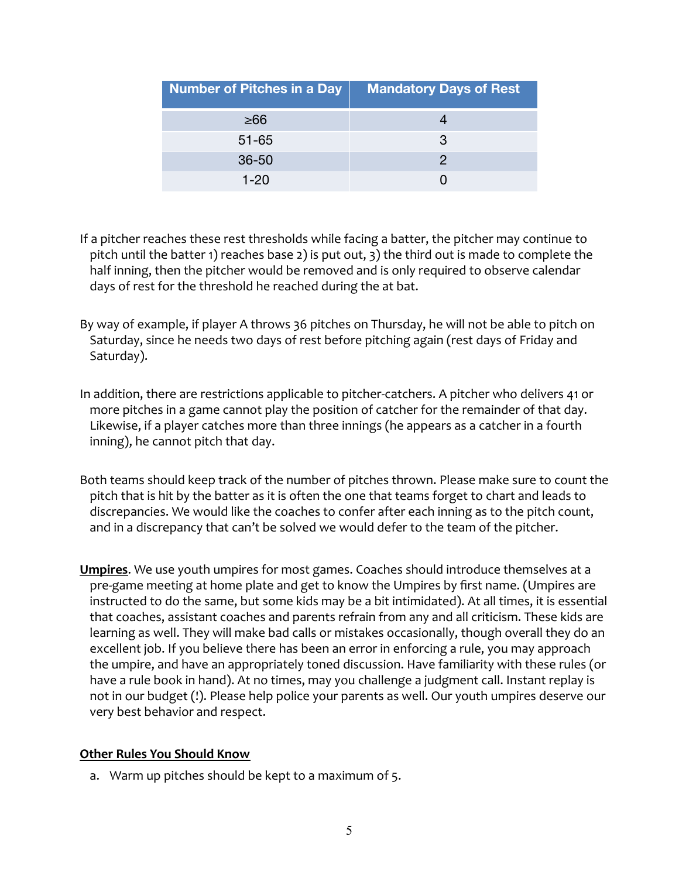| Number of Pitches in a Day | Mandatory Days of Rest |
| --- | --- |
| ≥66 | 4 |
| 51-65 | 3 |
| 36-50 | 2 |
| 1-20 | 0 |

If a pitcher reaches these rest thresholds while facing a batter, the pitcher may continue to pitch until the batter 1) reaches base 2) is put out, 3) the third out is made to complete the half inning, then the pitcher would be removed and is only required to observe calendar days of rest for the threshold he reached during the at bat.

By way of example, if player A throws 36 pitches on Thursday, he will not be able to pitch on Saturday, since he needs two days of rest before pitching again (rest days of Friday and Saturday).

In addition, there are restrictions applicable to pitcher-catchers. A pitcher who delivers 41 or more pitches in a game cannot play the position of catcher for the remainder of that day. Likewise, if a player catches more than three innings (he appears as a catcher in a fourth inning), he cannot pitch that day.

Both teams should keep track of the number of pitches thrown. Please make sure to count the pitch that is hit by the batter as it is often the one that teams forget to chart and leads to discrepancies. We would like the coaches to confer after each inning as to the pitch count, and in a discrepancy that can't be solved we would defer to the team of the pitcher.

**Umpires**. We use youth umpires for most games. Coaches should introduce themselves at a pre-game meeting at home plate and get to know the Umpires by first name. (Umpires are instructed to do the same, but some kids may be a bit intimidated). At all times, it is essential that coaches, assistant coaches and parents refrain from any and all criticism. These kids are learning as well. They will make bad calls or mistakes occasionally, though overall they do an excellent job. If you believe there has been an error in enforcing a rule, you may approach the umpire, and have an appropriately toned discussion. Have familiarity with these rules (or have a rule book in hand). At no times, may you challenge a judgment call. Instant replay is not in our budget (!). Please help police your parents as well. Our youth umpires deserve our very best behavior and respect.

**Other Rules You Should Know**

a. Warm up pitches should be kept to a maximum of 5.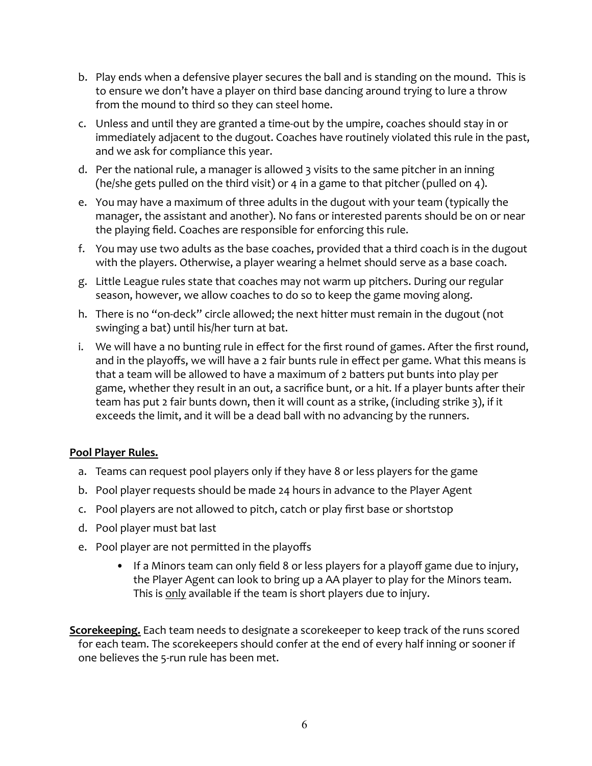b. Play ends when a defensive player secures the ball and is standing on the mound. This is to ensure we don't have a player on third base dancing around trying to lure a throw from the mound to third so they can steel home.

c. Unless and until they are granted a time-out by the umpire, coaches should stay in or immediately adjacent to the dugout. Coaches have routinely violated this rule in the past, and we ask for compliance this year.

d. Per the national rule, a manager is allowed 3 visits to the same pitcher in an inning (he/she gets pulled on the third visit) or 4 in a game to that pitcher (pulled on 4).

e. You may have a maximum of three adults in the dugout with your team (typically the manager, the assistant and another). No fans or interested parents should be on or near the playing field. Coaches are responsible for enforcing this rule.

f. You may use two adults as the base coaches, provided that a third coach is in the dugout with the players. Otherwise, a player wearing a helmet should serve as a base coach.

g. Little League rules state that coaches may not warm up pitchers. During our regular season, however, we allow coaches to do so to keep the game moving along.

h. There is no "on-deck" circle allowed; the next hitter must remain in the dugout (not swinging a bat) until his/her turn at bat.

i. We will have a no bunting rule in effect for the first round of games. After the first round, and in the playoffs, we will have a 2 fair bunts rule in effect per game. What this means is that a team will be allowed to have a maximum of 2 batters put bunts into play per game, whether they result in an out, a sacrifice bunt, or a hit. If a player bunts after their team has put 2 fair bunts down, then it will count as a strike, (including strike 3), if it exceeds the limit, and it will be a dead ball with no advancing by the runners.

**Pool Player Rules.**

a. Teams can request pool players only if they have 8 or less players for the game

b. Pool player requests should be made 24 hours in advance to the Player Agent

c. Pool players are not allowed to pitch, catch or play first base or shortstop

d. Pool player must bat last

e. Pool player are not permitted in the playoffs

- If a Minors team can only field 8 or less players for a playoff game due to injury, the Player Agent can look to bring up a AA player to play for the Minors team. This is only available if the team is short players due to injury.

**Scorekeeping.** Each team needs to designate a scorekeeper to keep track of the runs scored for each team. The scorekeepers should confer at the end of every half inning or sooner if one believes the 5-run rule has been met.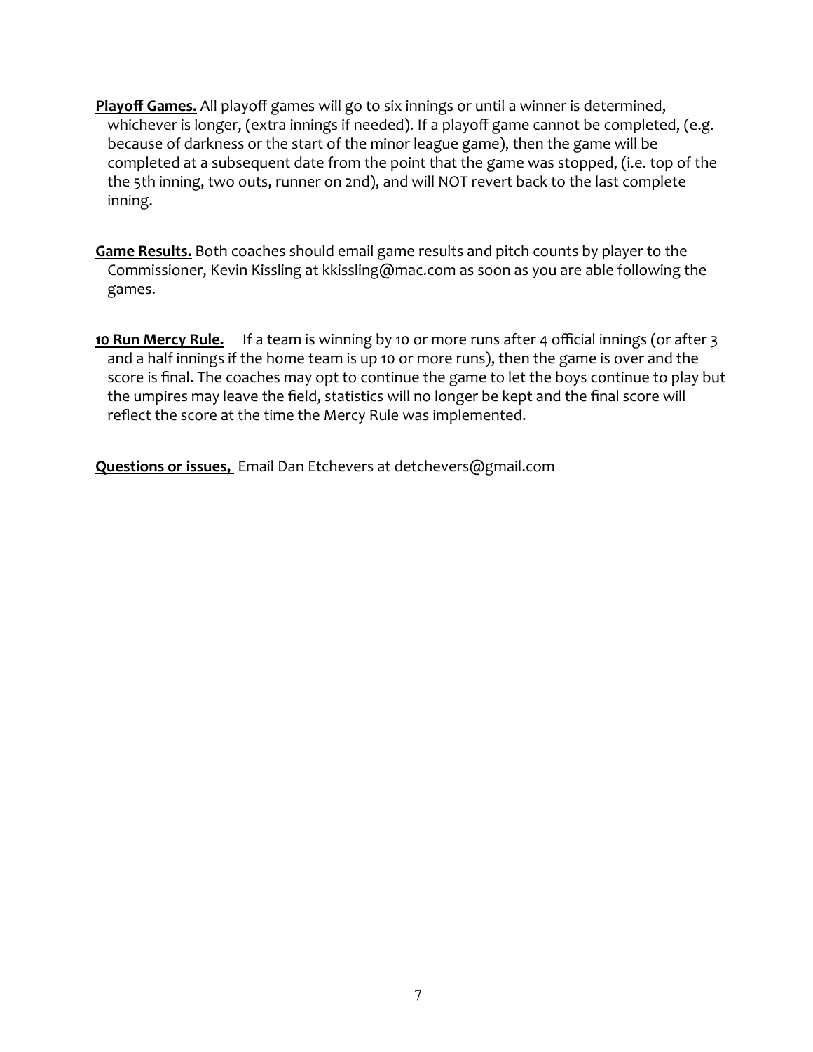**<u>Playoff Games.</u>** All playoff games will go to six innings or until a winner is determined, whichever is longer, (extra innings if needed). If a playoff game cannot be completed, (e.g. because of darkness or the start of the minor league game), then the game will be completed at a subsequent date from the point that the game was stopped, (i.e. top of the the 5th inning, two outs, runner on 2nd), and will NOT revert back to the last complete inning.

**<u>Game Results.</u>** Both coaches should email game results and pitch counts by player to the Commissioner, Kevin Kissling at kkissling@mac.com as soon as you are able following the games.

**<u>10 Run Mercy Rule.</u>** If a team is winning by 10 or more runs after 4 official innings (or after 3 and a half innings if the home team is up 10 or more runs), then the game is over and the score is final. The coaches may opt to continue the game to let the boys continue to play but the umpires may leave the field, statistics will no longer be kept and the final score will reflect the score at the time the Mercy Rule was implemented.

**<u>Questions or issues,</u>** Email Dan Etchevers at detchevers@gmail.com